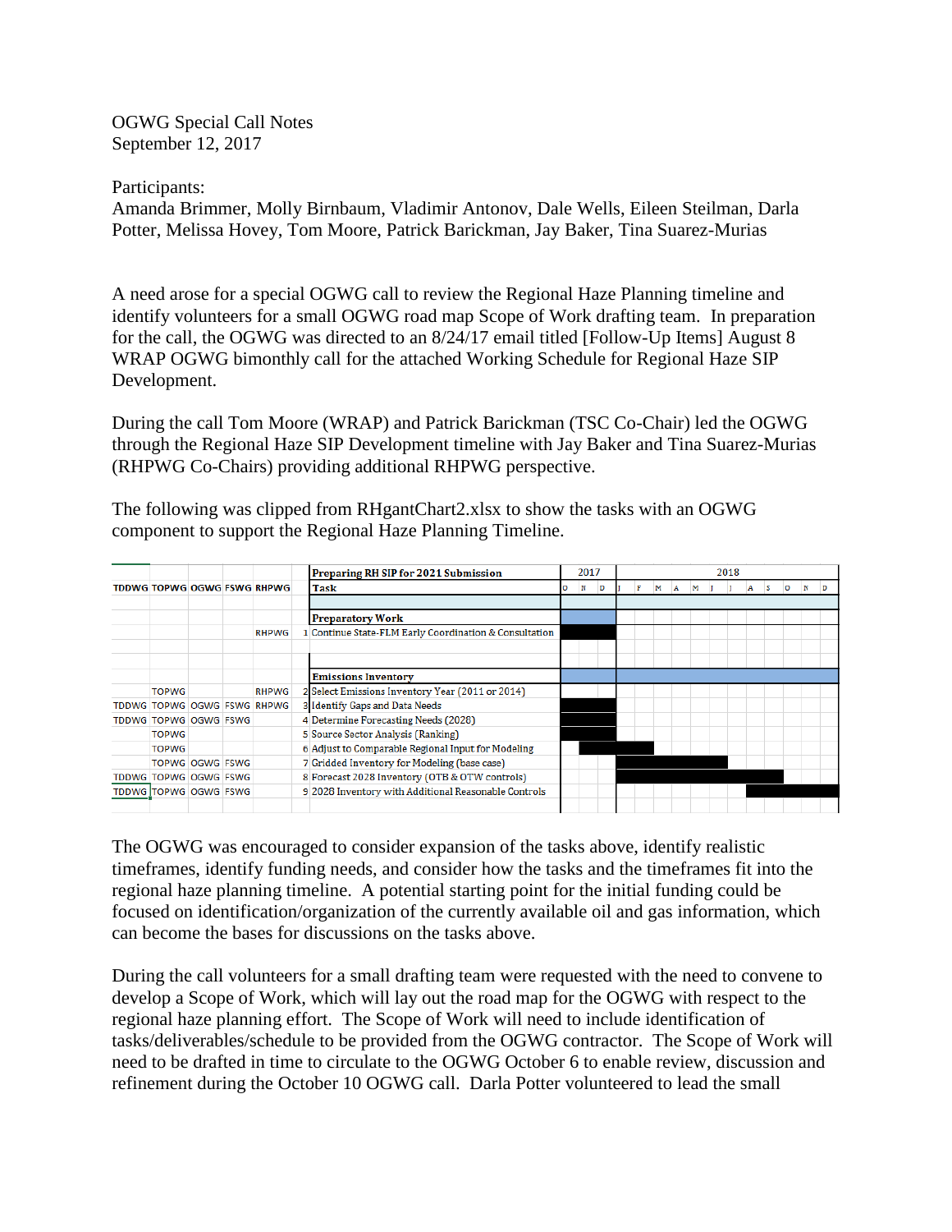OGWG Special Call Notes
September 12, 2017

Participants:
Amanda Brimmer, Molly Birnbaum, Vladimir Antonov, Dale Wells, Eileen Steilman, Darla Potter, Melissa Hovey, Tom Moore, Patrick Barickman, Jay Baker, Tina Suarez-Murias

A need arose for a special OGWG call to review the Regional Haze Planning timeline and identify volunteers for a small OGWG road map Scope of Work drafting team. In preparation for the call, the OGWG was directed to an 8/24/17 email titled [Follow-Up Items] August 8 WRAP OGWG bimonthly call for the attached Working Schedule for Regional Haze SIP Development.

During the call Tom Moore (WRAP) and Patrick Barickman (TSC Co-Chair) led the OGWG through the Regional Haze SIP Development timeline with Jay Baker and Tina Suarez-Murias (RHPWG Co-Chairs) providing additional RHPWG perspective.

The following was clipped from RHgantChart2.xlsx to show the tasks with an OGWG component to support the Regional Haze Planning Timeline.

| | | | | | | Preparing RH SIP for 2021 Submission | 2017 | | | 2018 | | | | | | | | | | | |
|---|---|---|---|---|---|---|---|---|---|---|---|---|---|---|---|---|---|---|---|---|---|
| TDDWG | TOPWG | OGWG | FSWG | RHPWG | | Task | O | N | D | J | F | M | A | M | J | J | A | S | O | N | D |
| | | | | | | **Preparatory Work** | | | | | | | | | | | | | | | |
| | | | | RHPWG | 1 | Continue State-FLM Early Coordination & Consultation | ■ | ■ | ■ | | | | | | | | | | | | |
| | | | | | | **Emissions Inventory** | | | | | | | | | | | | | | | |
| | TOPWG | | | RHPWG | 2 | Select Emissions Inventory Year (2011 or 2014) | | | | | | | | | | | | | | | |
| TDDWG | TOPWG | OGWG | FSWG | RHPWG | 3 | Identify Gaps and Data Needs | ■ | ■ | ■ | | | | | | | | | | | | |
| TDDWG | TOPWG | OGWG | FSWG | | 4 | Determine Forecasting Needs (2028) | ■ | ■ | ■ | | | | | | | | | | | | |
| | TOPWG | | | | 5 | Source Sector Analysis (Ranking) | ■ | ■ | ■ | | | | | | | | | | | | |
| | TOPWG | | | | 6 | Adjust to Comparable Regional Input for Modeling | | ■ | ■ | ■ | ■ | | | | | | | | | | |
| | TOPWG | OGWG | FSWG | | 7 | Gridded Inventory for Modeling (base case) | | | | ■ | ■ | ■ | ■ | ■ | ■ | | | | | | |
| TDDWG | TOPWG | OGWG | FSWG | | 8 | Forecast 2028 Inventory (OTB & OTW controls) | | | | ■ | ■ | ■ | ■ | ■ | ■ | ■ | ■ | ■ | | | |
| TDDWG | TOPWG | OGWG | FSWG | | 9 | 2028 Inventory with Additional Reasonable Controls | | | | | | | | | | | ■ | ■ | ■ | ■ | ■ |

The OGWG was encouraged to consider expansion of the tasks above, identify realistic timeframes, identify funding needs, and consider how the tasks and the timeframes fit into the regional haze planning timeline. A potential starting point for the initial funding could be focused on identification/organization of the currently available oil and gas information, which can become the bases for discussions on the tasks above.

During the call volunteers for a small drafting team were requested with the need to convene to develop a Scope of Work, which will lay out the road map for the OGWG with respect to the regional haze planning effort. The Scope of Work will need to include identification of tasks/deliverables/schedule to be provided from the OGWG contractor. The Scope of Work will need to be drafted in time to circulate to the OGWG October 6 to enable review, discussion and refinement during the October 10 OGWG call. Darla Potter volunteered to lead the small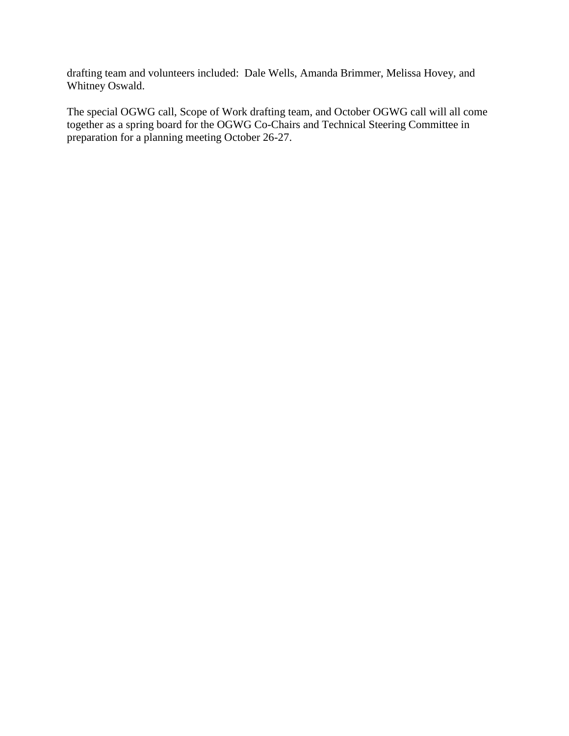drafting team and volunteers included: Dale Wells, Amanda Brimmer, Melissa Hovey, and Whitney Oswald.

The special OGWG call, Scope of Work drafting team, and October OGWG call will all come together as a spring board for the OGWG Co-Chairs and Technical Steering Committee in preparation for a planning meeting October 26-27.